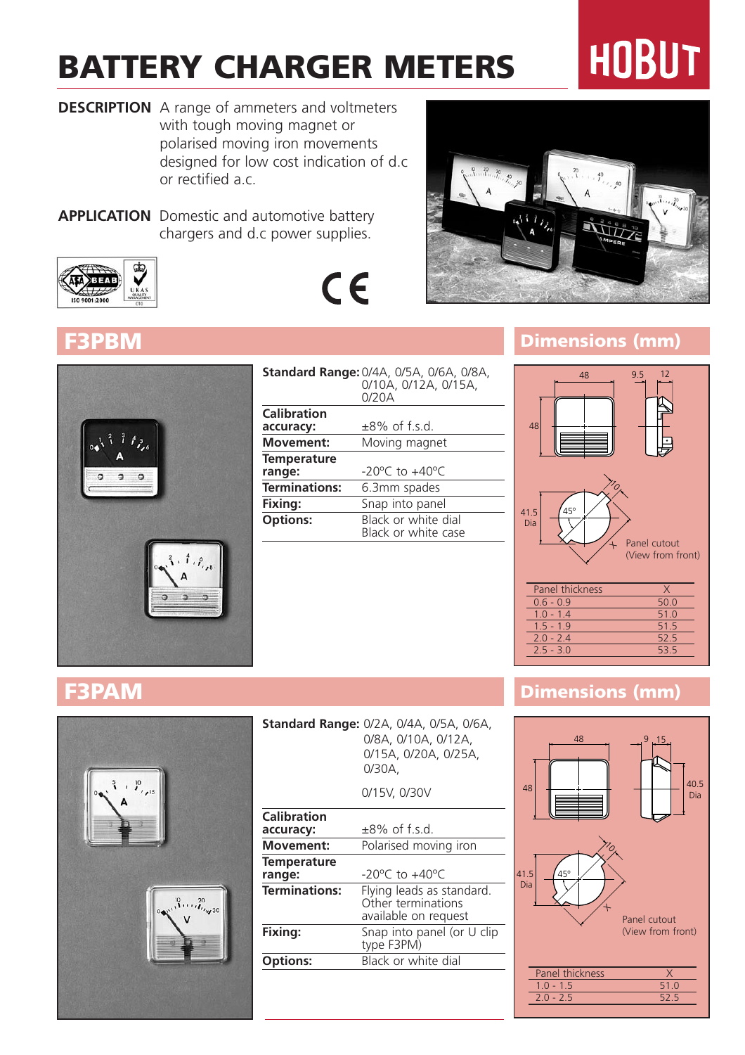# BATTERY CHARGER METERS

HOBUT

**DESCRIPTION** A range of ammeters and voltmeters with tough moving magnet or polarised moving iron movements designed for low cost indication of d.c or rectified a.c.

**APPLICATION** Domestic and automotive battery chargers and d.c power supplies.

## F3PBM

| | |
|---|---|
| **Standard Range:** | 0/4A, 0/5A, 0/6A, 0/8A, 0/10A, 0/12A, 0/15A, 0/20A |
| **Calibration accuracy:** | ±8% of f.s.d. |
| **Movement:** | Moving magnet |
| **Temperature range:** | -20ºC to +40ºC |
| **Terminations:** | 6.3mm spades |
| **Fixing:** | Snap into panel |
| **Options:** | Black or white dial<br>Black or white case |

### Dimensions (mm)

48
9.5
12
48
10
45°
41.5 Dia
X
Panel cutout (View from front)

| Panel thickness | X |
|---|---|
| 0.6 - 0.9 | 50.0 |
| 1.0 - 1.4 | 51.0 |
| 1.5 - 1.9 | 51.5 |
| 2.0 - 2.4 | 52.5 |
| 2.5 - 3.0 | 53.5 |

## F3PAM

| | |
|---|---|
| **Standard Range:** | 0/2A, 0/4A, 0/5A, 0/6A, 0/8A, 0/10A, 0/12A, 0/15A, 0/20A, 0/25A, 0/30A,<br><br>0/15V, 0/30V |
| **Calibration accuracy:** | ±8% of f.s.d. |
| **Movement:** | Polarised moving iron |
| **Temperature range:** | -20ºC to +40ºC |
| **Terminations:** | Flying leads as standard. Other terminations available on request |
| **Fixing:** | Snap into panel (or U clip type F3PM) |
| **Options:** | Black or white dial |

### Dimensions (mm)

48
9
15
48
40.5 Dia
10
45°
41.5 Dia
X
Panel cutout (View from front)

| Panel thickness | X |
|---|---|
| 1.0 - 1.5 | 51.0 |
| 2.0 - 2.5 | 52.5 |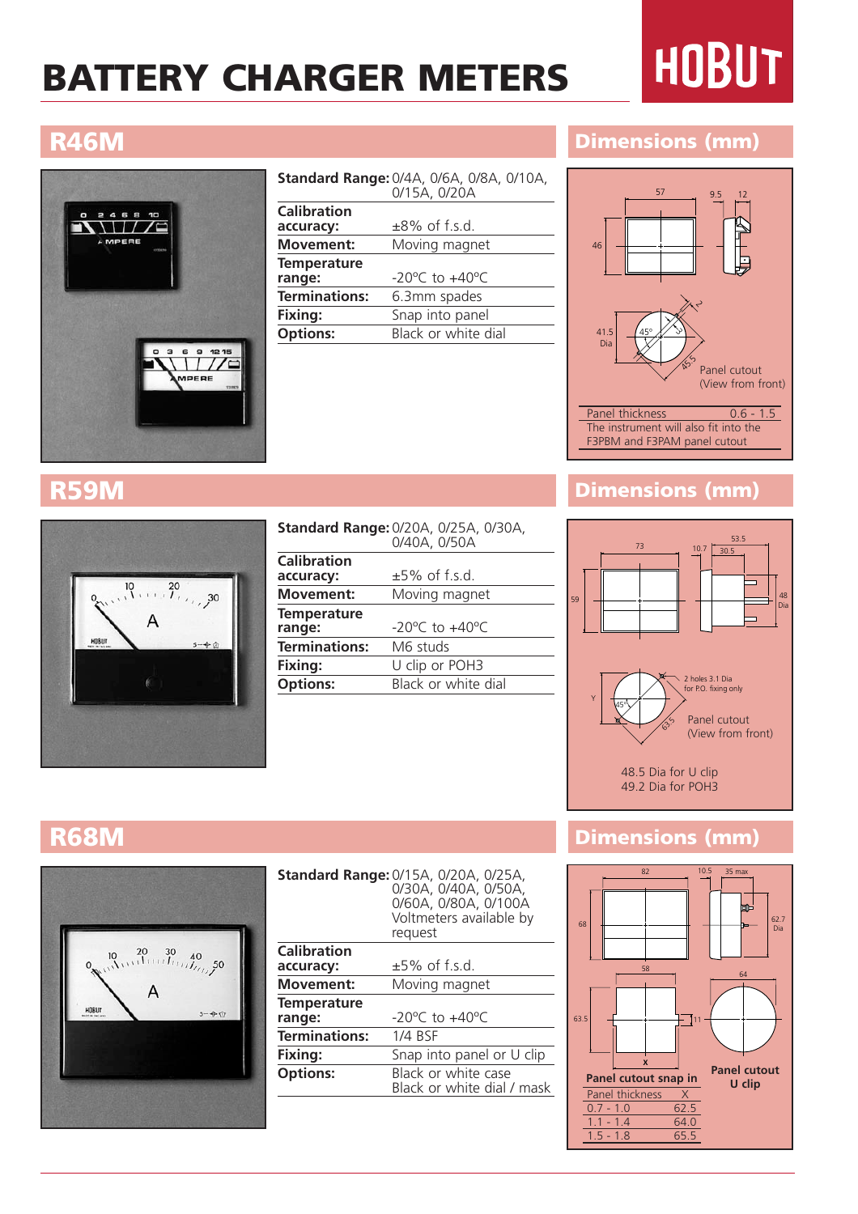# BATTERY CHARGER METERS

HOBUT

## R46M

| | |
|---|---|
| **Standard Range:** | 0/4A, 0/6A, 0/8A, 0/10A, 0/15A, 0/20A |
| **Calibration accuracy:** | ±8% of f.s.d. |
| **Movement:** | Moving magnet |
| **Temperature range:** | -20°C to +40°C |
| **Terminations:** | 6.3mm spades |
| **Fixing:** | Snap into panel |
| **Options:** | Black or white dial |

### Dimensions (mm)

57

9.5

12

46

41.5 Dia

45°

2

3

45.5

Panel cutout (View from front)

| | |
|---|---|
| Panel thickness | 0.6 - 1.5 |

The instrument will also fit into the F3PBM and F3PAM panel cutout

## R59M

| | |
|---|---|
| **Standard Range:** | 0/20A, 0/25A, 0/30A, 0/40A, 0/50A |
| **Calibration accuracy:** | ±5% of f.s.d. |
| **Movement:** | Moving magnet |
| **Temperature range:** | -20°C to +40°C |
| **Terminations:** | M6 studs |
| **Fixing:** | U clip or POH3 |
| **Options:** | Black or white dial |

### Dimensions (mm)

73

10.7

53.5

30.5

59

48 Dia

2 holes 3.1 Dia for P.O. fixing only

Y

45°

63.5

Panel cutout (View from front)

48.5 Dia for U clip
49.2 Dia for POH3

## R68M

| | |
|---|---|
| **Standard Range:** | 0/15A, 0/20A, 0/25A, 0/30A, 0/40A, 0/50A, 0/60A, 0/80A, 0/100A Voltmeters available by request |
| **Calibration accuracy:** | ±5% of f.s.d. |
| **Movement:** | Moving magnet |
| **Temperature range:** | -20°C to +40°C |
| **Terminations:** | 1/4 BSF |
| **Fixing:** | Snap into panel or U clip |
| **Options:** | Black or white case<br>Black or white dial / mask |

### Dimensions (mm)

82

10.5

35 max

68

62.7 Dia

58

64

63.5

11

x

**Panel cutout snap in**

| Panel thickness | X |
|---|---|
| 0.7 - 1.0 | 62.5 |
| 1.1 - 1.4 | 64.0 |
| 1.5 - 1.8 | 65.5 |

**Panel cutout U clip**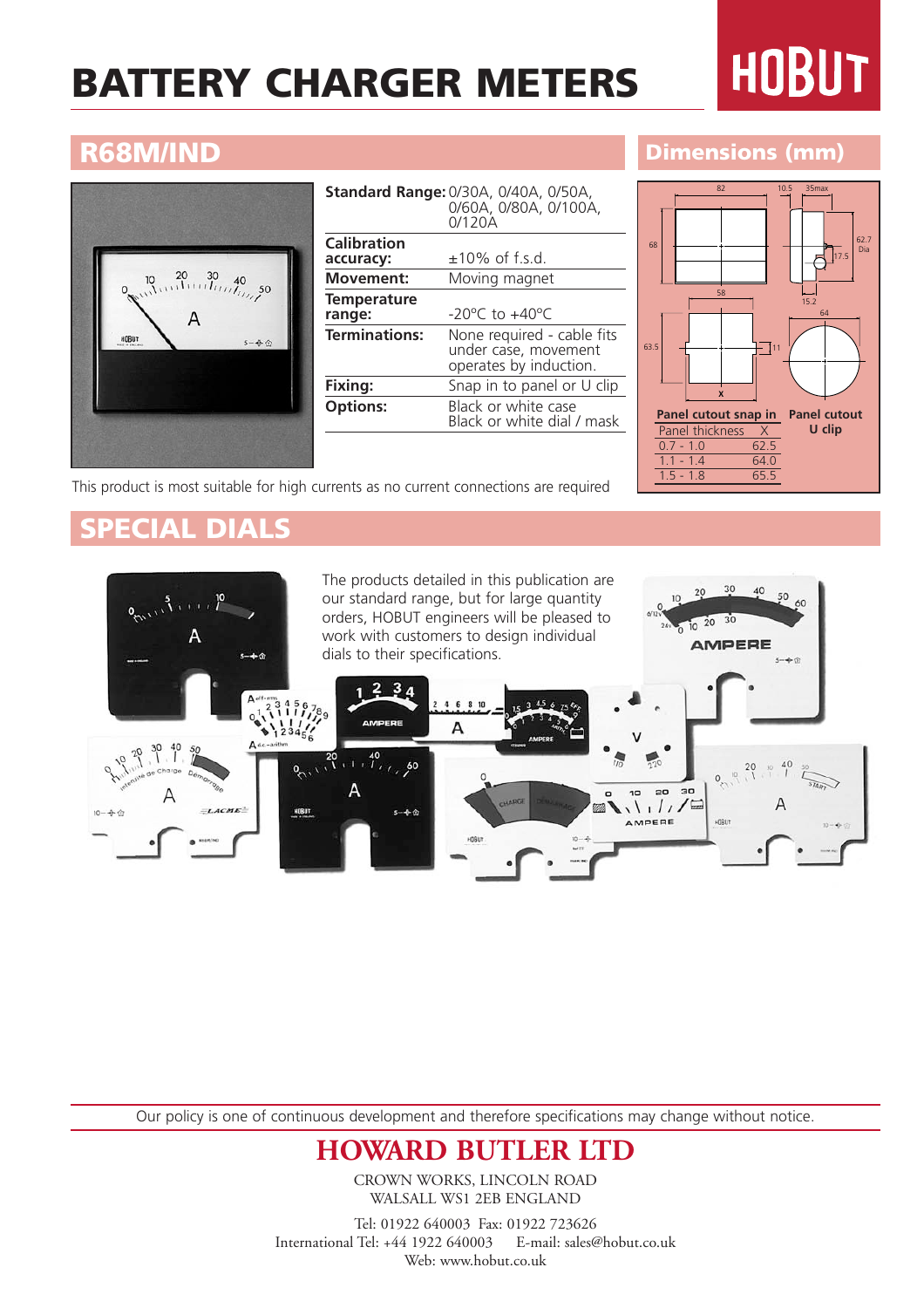# BATTERY CHARGER METERS

HOBUT

## R68M/IND

| | |
|---|---|
| **Standard Range:** | 0/30A, 0/40A, 0/50A, 0/60A, 0/80A, 0/100A, 0/120A |
| **Calibration accuracy:** | ±10% of f.s.d. |
| **Movement:** | Moving magnet |
| **Temperature range:** | -20°C to +40°C |
| **Terminations:** | None required - cable fits under case, movement operates by induction. |
| **Fixing:** | Snap in to panel or U clip |
| **Options:** | Black or white case<br>Black or white dial / mask |

This product is most suitable for high currents as no current connections are required

## Dimensions (mm)

82
10.5
35max
68
62.7 Dia
17.5
58
15.2
64
63.5
11
x

**Panel cutout snap in**

| Panel thickness | X |
|---|---|
| 0.7 - 1.0 | 62.5 |
| 1.1 - 1.4 | 64.0 |
| 1.5 - 1.8 | 65.5 |

**Panel cutout U clip**

## SPECIAL DIALS

The products detailed in this publication are our standard range, but for large quantity orders, HOBUT engineers will be pleased to work with customers to design individual dials to their specifications.

Our policy is one of continuous development and therefore specifications may change without notice.

## HOWARD BUTLER LTD

CROWN WORKS, LINCOLN ROAD
WALSALL WS1 2EB ENGLAND

Tel: 01922 640003 Fax: 01922 723626
International Tel: +44 1922 640003 E-mail: sales@hobut.co.uk
Web: www.hobut.co.uk